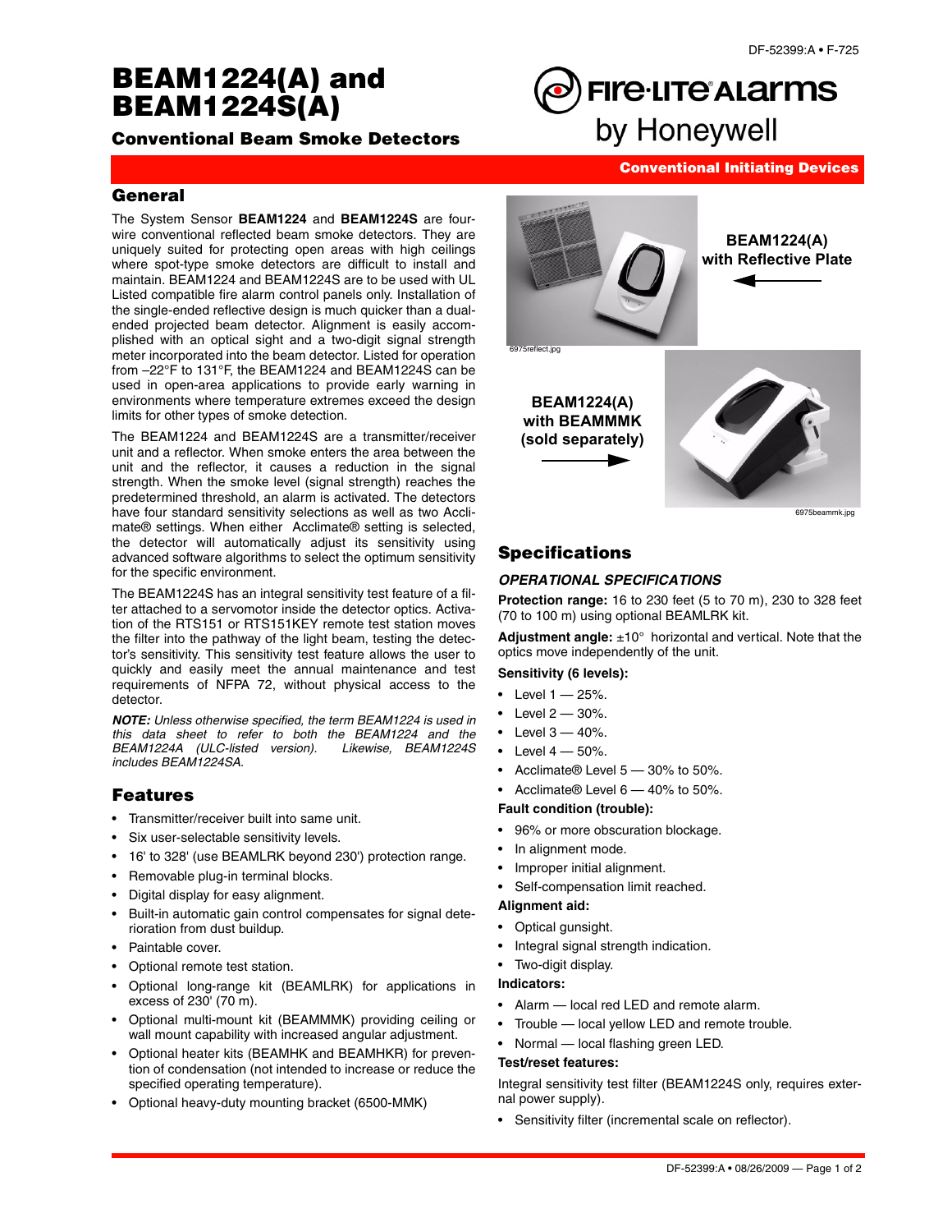# BEAM1224(A) and BEAM1224S(A)

## Conventional Beam Smoke Detectors

Conventional Initiating Devices

## General

The System Sensor **BEAM1224** and **BEAM1224S** are four-wire conventional reflected beam smoke detectors. They are uniquely suited for protecting open areas with high ceilings where spot-type smoke detectors are difficult to install and maintain. BEAM1224 and BEAM1224S are to be used with UL Listed compatible fire alarm control panels only. Installation of the single-ended reflective design is much quicker than a dual-ended projected beam detector. Alignment is easily accomplished with an optical sight and a two-digit signal strength meter incorporated into the beam detector. Listed for operation from –22°F to 131°F, the BEAM1224 and BEAM1224S can be used in open-area applications to provide early warning in environments where temperature extremes exceed the design limits for other types of smoke detection.

The BEAM1224 and BEAM1224S are a transmitter/receiver unit and a reflector. When smoke enters the area between the unit and the reflector, it causes a reduction in the signal strength. When the smoke level (signal strength) reaches the predetermined threshold, an alarm is activated. The detectors have four standard sensitivity selections as well as two Acclimate® settings. When either Acclimate® setting is selected, the detector will automatically adjust its sensitivity using advanced software algorithms to select the optimum sensitivity for the specific environment.

The BEAM1224S has an integral sensitivity test feature of a filter attached to a servomotor inside the detector optics. Activation of the RTS151 or RTS151KEY remote test station moves the filter into the pathway of the light beam, testing the detector's sensitivity. This sensitivity test feature allows the user to quickly and easily meet the annual maintenance and test requirements of NFPA 72, without physical access to the detector.

***NOTE:*** *Unless otherwise specified, the term BEAM1224 is used in this data sheet to refer to both the BEAM1224 and the BEAM1224A (ULC-listed version). Likewise, BEAM1224S includes BEAM1224SA.*

## Features

- Transmitter/receiver built into same unit.
- Six user-selectable sensitivity levels.
- 16' to 328' (use BEAMLRK beyond 230') protection range.
- Removable plug-in terminal blocks.
- Digital display for easy alignment.
- Built-in automatic gain control compensates for signal deterioration from dust buildup.
- Paintable cover.
- Optional remote test station.
- Optional long-range kit (BEAMLRK) for applications in excess of 230' (70 m).
- Optional multi-mount kit (BEAMMMK) providing ceiling or wall mount capability with increased angular adjustment.
- Optional heater kits (BEAMHK and BEAMHKR) for prevention of condensation (not intended to increase or reduce the specified operating temperature).
- Optional heavy-duty mounting bracket (6500-MMK)

**BEAM1224(A) with Reflective Plate**

6975reflect.jpg

**BEAM1224(A) with BEAMMMK (sold separately)**

6975beammk.jpg

## Specifications

### *OPERATIONAL SPECIFICATIONS*

**Protection range:** 16 to 230 feet (5 to 70 m), 230 to 328 feet (70 to 100 m) using optional BEAMLRK kit.

**Adjustment angle:** ±10° horizontal and vertical. Note that the optics move independently of the unit.

**Sensitivity (6 levels):**

- Level 1 — 25%.
- Level 2 — 30%.
- Level 3 — 40%.
- Level 4 — 50%.
- Acclimate® Level 5 — 30% to 50%.
- Acclimate® Level 6 — 40% to 50%.

**Fault condition (trouble):**

- 96% or more obscuration blockage.
- In alignment mode.
- Improper initial alignment.
- Self-compensation limit reached.

**Alignment aid:**

- Optical gunsight.
- Integral signal strength indication.
- Two-digit display.

**Indicators:**

- Alarm — local red LED and remote alarm.
- Trouble — local yellow LED and remote trouble.
- Normal — local flashing green LED.

**Test/reset features:**

Integral sensitivity test filter (BEAM1224S only, requires external power supply).

- Sensitivity filter (incremental scale on reflector).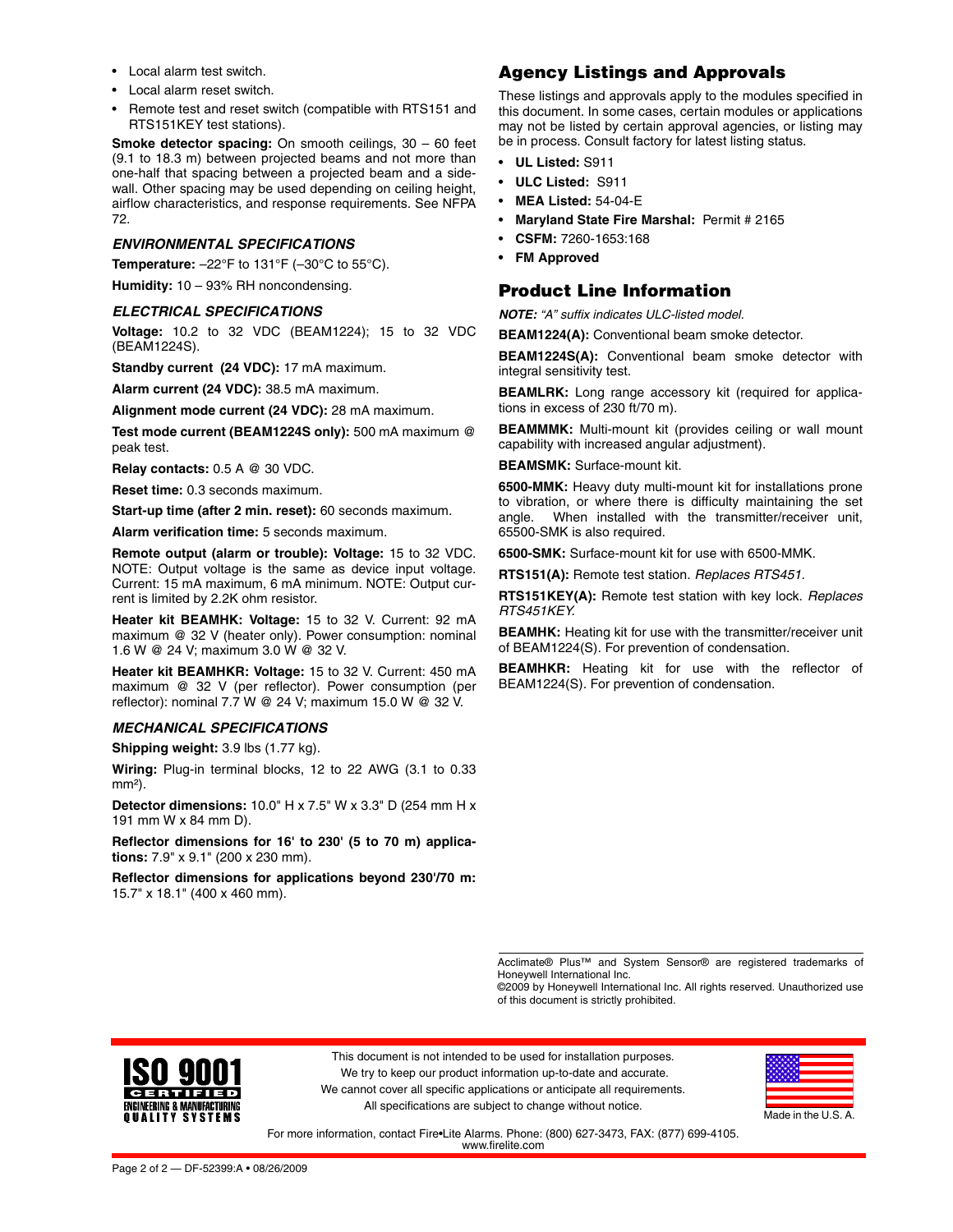- Local alarm test switch.
- Local alarm reset switch.
- Remote test and reset switch (compatible with RTS151 and RTS151KEY test stations).

**Smoke detector spacing:** On smooth ceilings, 30 – 60 feet (9.1 to 18.3 m) between projected beams and not more than one-half that spacing between a projected beam and a sidewall. Other spacing may be used depending on ceiling height, airflow characteristics, and response requirements. See NFPA 72.

### *ENVIRONMENTAL SPECIFICATIONS*

**Temperature:** –22°F to 131°F (–30°C to 55°C).

**Humidity:** 10 – 93% RH noncondensing.

### *ELECTRICAL SPECIFICATIONS*

**Voltage:** 10.2 to 32 VDC (BEAM1224); 15 to 32 VDC (BEAM1224S).

**Standby current (24 VDC):** 17 mA maximum.

**Alarm current (24 VDC):** 38.5 mA maximum.

**Alignment mode current (24 VDC):** 28 mA maximum.

**Test mode current (BEAM1224S only):** 500 mA maximum @ peak test.

**Relay contacts:** 0.5 A @ 30 VDC.

**Reset time:** 0.3 seconds maximum.

**Start-up time (after 2 min. reset):** 60 seconds maximum.

**Alarm verification time:** 5 seconds maximum.

**Remote output (alarm or trouble): Voltage:** 15 to 32 VDC. NOTE: Output voltage is the same as device input voltage. Current: 15 mA maximum, 6 mA minimum. NOTE: Output current is limited by 2.2K ohm resistor.

**Heater kit BEAMHK: Voltage:** 15 to 32 V. Current: 92 mA maximum @ 32 V (heater only). Power consumption: nominal 1.6 W @ 24 V; maximum 3.0 W @ 32 V.

**Heater kit BEAMHKR: Voltage:** 15 to 32 V. Current: 450 mA maximum @ 32 V (per reflector). Power consumption (per reflector): nominal 7.7 W @ 24 V; maximum 15.0 W @ 32 V.

### *MECHANICAL SPECIFICATIONS*

**Shipping weight:** 3.9 lbs (1.77 kg).

**Wiring:** Plug-in terminal blocks, 12 to 22 AWG (3.1 to 0.33 mm²).

**Detector dimensions:** 10.0" H x 7.5" W x 3.3" D (254 mm H x 191 mm W x 84 mm D).

**Reflector dimensions for 16' to 230' (5 to 70 m) applications:** 7.9" x 9.1" (200 x 230 mm).

**Reflector dimensions for applications beyond 230'/70 m:** 15.7" x 18.1" (400 x 460 mm).

## Agency Listings and Approvals

These listings and approvals apply to the modules specified in this document. In some cases, certain modules or applications may not be listed by certain approval agencies, or listing may be in process. Consult factory for latest listing status.

- **UL Listed:** S911
- **ULC Listed:** S911
- **MEA Listed:** 54-04-E
- **Maryland State Fire Marshal:** Permit # 2165
- **CSFM:** 7260-1653:168
- **FM Approved**

## Product Line Information

***NOTE:*** *"A" suffix indicates ULC-listed model.*

**BEAM1224(A):** Conventional beam smoke detector.

**BEAM1224S(A):** Conventional beam smoke detector with integral sensitivity test.

**BEAMLRK:** Long range accessory kit (required for applications in excess of 230 ft/70 m).

**BEAMMMK:** Multi-mount kit (provides ceiling or wall mount capability with increased angular adjustment).

**BEAMSMK:** Surface-mount kit.

**6500-MMK:** Heavy duty multi-mount kit for installations prone to vibration, or where there is difficulty maintaining the set angle. When installed with the transmitter/receiver unit, 65500-SMK is also required.

**6500-SMK:** Surface-mount kit for use with 6500-MMK.

**RTS151(A):** Remote test station. *Replaces RTS451.*

**RTS151KEY(A):** Remote test station with key lock. *Replaces RTS451KEY.*

**BEAMHK:** Heating kit for use with the transmitter/receiver unit of BEAM1224(S). For prevention of condensation.

**BEAMHKR:** Heating kit for use with the reflector of BEAM1224(S). For prevention of condensation.

Acclimate® Plus™ and System Sensor® are registered trademarks of Honeywell International Inc.
©2009 by Honeywell International Inc. All rights reserved. Unauthorized use of this document is strictly prohibited.

ISO 9001 CERTIFIED ENGINEERING & MANUFACTURING QUALITY SYSTEMS

This document is not intended to be used for installation purposes.
We try to keep our product information up-to-date and accurate.
We cannot cover all specific applications or anticipate all requirements.
All specifications are subject to change without notice.

Made in the U.S. A.

For more information, contact Fire•Lite Alarms. Phone: (800) 627-3473, FAX: (877) 699-4105.
www.firelite.com

DF-52399:A • 08/26/2009